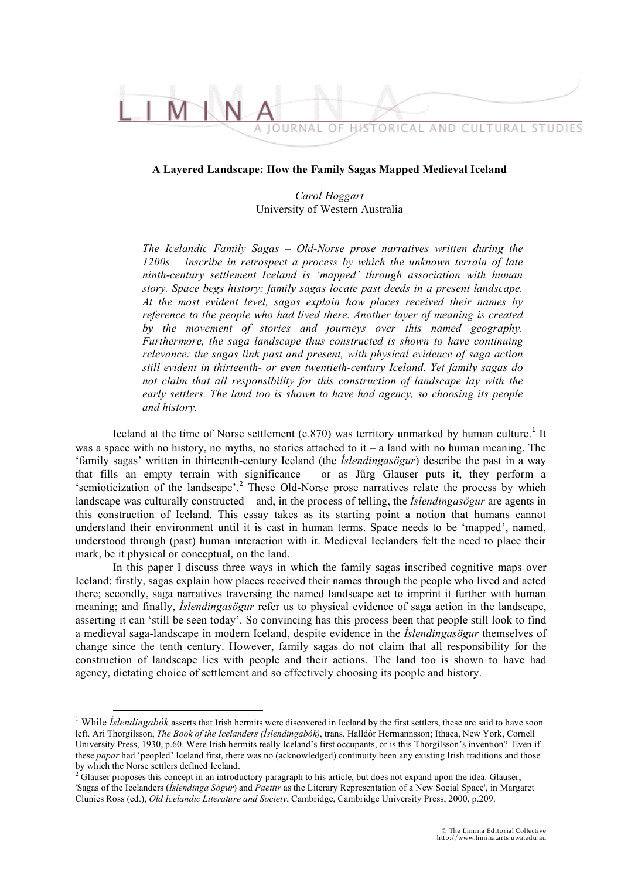# A Layered Landscape: How the Family Sagas Mapped Medieval Iceland

*Carol Hoggart*
University of Western Australia

*The Icelandic Family Sagas – Old-Norse prose narratives written during the 1200s – inscribe in retrospect a process by which the unknown terrain of late ninth-century settlement Iceland is 'mapped' through association with human story. Space begs history: family sagas locate past deeds in a present landscape. At the most evident level, sagas explain how places received their names by reference to the people who had lived there. Another layer of meaning is created by the movement of stories and journeys over this named geography. Furthermore, the saga landscape thus constructed is shown to have continuing relevance: the sagas link past and present, with physical evidence of saga action still evident in thirteenth- or even twentieth-century Iceland. Yet family sagas do not claim that all responsibility for this construction of landscape lay with the early settlers. The land too is shown to have had agency, so choosing its people and history.*

Iceland at the time of Norse settlement (c.870) was territory unmarked by human culture.[1] It was a space with no history, no myths, no stories attached to it – a land with no human meaning. The 'family sagas' written in thirteenth-century Iceland (the *Íslendingasögur*) describe the past in a way that fills an empty terrain with significance – or as Jürg Glauser puts it, they perform a 'semioticization of the landscape'.[2] These Old-Norse prose narratives relate the process by which landscape was culturally constructed – and, in the process of telling, the *Íslendingasögur* are agents in this construction of Iceland. This essay takes as its starting point a notion that humans cannot understand their environment until it is cast in human terms. Space needs to be 'mapped', named, understood through (past) human interaction with it. Medieval Icelanders felt the need to place their mark, be it physical or conceptual, on the land.

In this paper I discuss three ways in which the family sagas inscribed cognitive maps over Iceland: firstly, sagas explain how places received their names through the people who lived and acted there; secondly, saga narratives traversing the named landscape act to imprint it further with human meaning; and finally, *Íslendingasögur* refer us to physical evidence of saga action in the landscape, asserting it can 'still be seen today'. So convincing has this process been that people still look to find a medieval saga-landscape in modern Iceland, despite evidence in the *Íslendingasögur* themselves of change since the tenth century. However, family sagas do not claim that all responsibility for the construction of landscape lies with people and their actions. The land too is shown to have had agency, dictating choice of settlement and so effectively choosing its people and history.

---

[1] While *Íslendingabók* asserts that Irish hermits were discovered in Iceland by the first settlers, these are said to have soon left. Ari Thorgilsson, *The Book of the Icelanders (Íslendingabók)*, trans. Halldór Hermannsson; Ithaca, New York, Cornell University Press, 1930, p.60. Were Irish hermits really Iceland's first occupants, or is this Thorgilsson's invention? Even if these *papar* had 'peopled' Iceland first, there was no (acknowledged) continuity been any existing Irish traditions and those by which the Norse settlers defined Iceland.

[2] Glauser proposes this concept in an introductory paragraph to his article, but does not expand upon the idea. Glauser, 'Sagas of the Icelanders (*Íslendinga Sögur*) and *Paettir* as the Literary Representation of a New Social Space', in Margaret Clunies Ross (ed.), *Old Icelandic Literature and Society*, Cambridge, Cambridge University Press, 2000, p.209.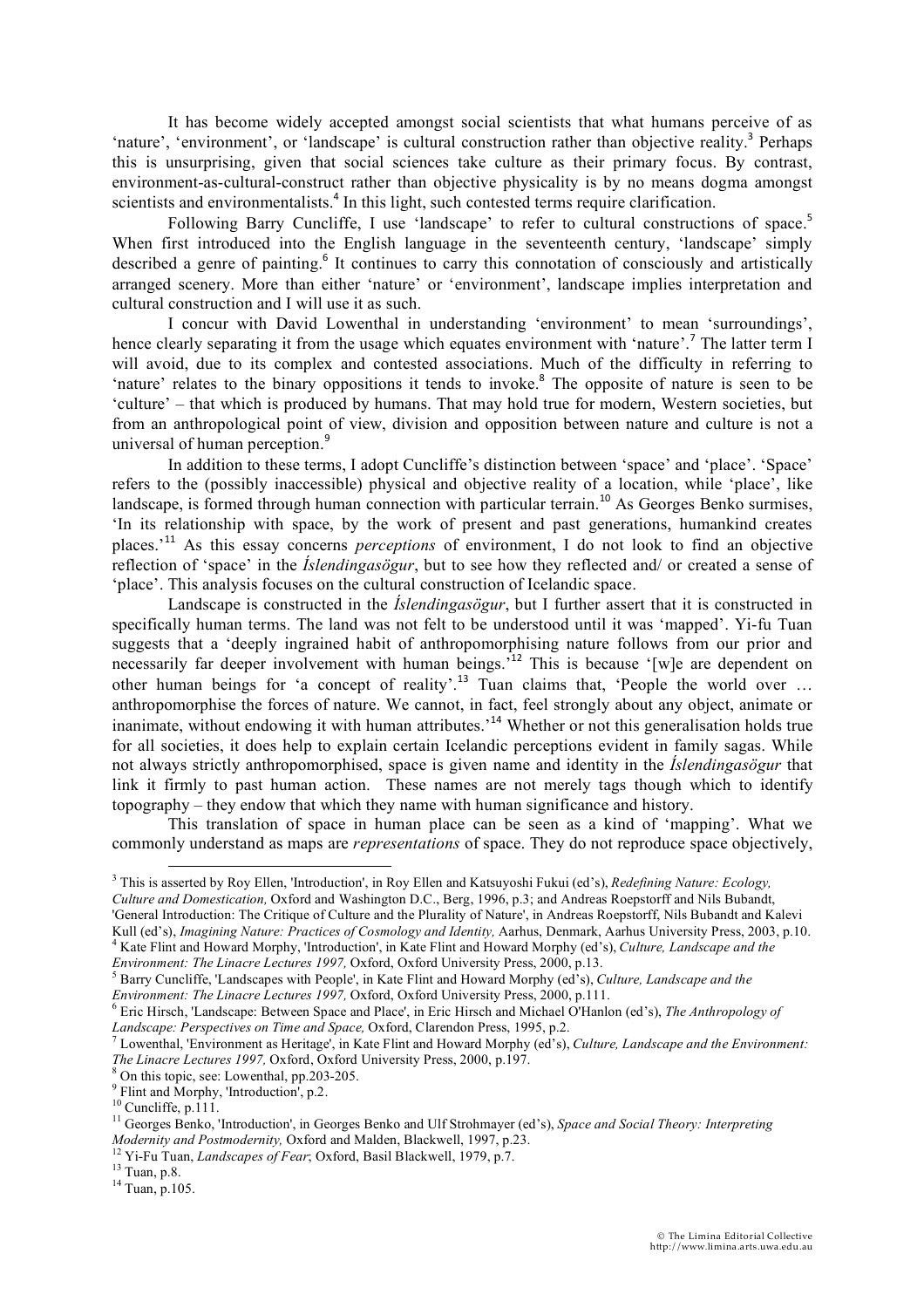It has become widely accepted amongst social scientists that what humans perceive of as 'nature', 'environment', or 'landscape' is cultural construction rather than objective reality.[3] Perhaps this is unsurprising, given that social sciences take culture as their primary focus. By contrast, environment-as-cultural-construct rather than objective physicality is by no means dogma amongst scientists and environmentalists.[4] In this light, such contested terms require clarification.

Following Barry Cuncliffe, I use 'landscape' to refer to cultural constructions of space.[5] When first introduced into the English language in the seventeenth century, 'landscape' simply described a genre of painting.[6] It continues to carry this connotation of consciously and artistically arranged scenery. More than either 'nature' or 'environment', landscape implies interpretation and cultural construction and I will use it as such.

I concur with David Lowenthal in understanding 'environment' to mean 'surroundings', hence clearly separating it from the usage which equates environment with 'nature'.[7] The latter term I will avoid, due to its complex and contested associations. Much of the difficulty in referring to 'nature' relates to the binary oppositions it tends to invoke.[8] The opposite of nature is seen to be 'culture' – that which is produced by humans. That may hold true for modern, Western societies, but from an anthropological point of view, division and opposition between nature and culture is not a universal of human perception.[9]

In addition to these terms, I adopt Cuncliffe's distinction between 'space' and 'place'. 'Space' refers to the (possibly inaccessible) physical and objective reality of a location, while 'place', like landscape, is formed through human connection with particular terrain.[10] As Georges Benko surmises, 'In its relationship with space, by the work of present and past generations, humankind creates places.'[11] As this essay concerns *perceptions* of environment, I do not look to find an objective reflection of 'space' in the *Íslendingasögur*, but to see how they reflected and/ or created a sense of 'place'. This analysis focuses on the cultural construction of Icelandic space.

Landscape is constructed in the *Íslendingasögur*, but I further assert that it is constructed in specifically human terms. The land was not felt to be understood until it was 'mapped'. Yi-fu Tuan suggests that a 'deeply ingrained habit of anthropomorphising nature follows from our prior and necessarily far deeper involvement with human beings.'[12] This is because '[w]e are dependent on other human beings for 'a concept of reality'.[13] Tuan claims that, 'People the world over … anthropomorphise the forces of nature. We cannot, in fact, feel strongly about any object, animate or inanimate, without endowing it with human attributes.'[14] Whether or not this generalisation holds true for all societies, it does help to explain certain Icelandic perceptions evident in family sagas. While not always strictly anthropomorphised, space is given name and identity in the *Íslendingasögur* that link it firmly to past human action. These names are not merely tags though which to identify topography – they endow that which they name with human significance and history.

This translation of space in human place can be seen as a kind of 'mapping'. What we commonly understand as maps are *representations* of space. They do not reproduce space objectively,

---

[3] This is asserted by Roy Ellen, 'Introduction', in Roy Ellen and Katsuyoshi Fukui (ed's), *Redefining Nature: Ecology, Culture and Domestication,* Oxford and Washington D.C., Berg, 1996, p.3; and Andreas Roepstorff and Nils Bubandt, 'General Introduction: The Critique of Culture and the Plurality of Nature', in Andreas Roepstorff, Nils Bubandt and Kalevi Kull (ed's), *Imagining Nature: Practices of Cosmology and Identity,* Aarhus, Denmark, Aarhus University Press, 2003, p.10.

[4] Kate Flint and Howard Morphy, 'Introduction', in Kate Flint and Howard Morphy (ed's), *Culture, Landscape and the Environment: The Linacre Lectures 1997,* Oxford, Oxford University Press, 2000, p.13.

[5] Barry Cuncliffe, 'Landscapes with People', in Kate Flint and Howard Morphy (ed's), *Culture, Landscape and the Environment: The Linacre Lectures 1997,* Oxford, Oxford University Press, 2000, p.111.

[6] Eric Hirsch, 'Landscape: Between Space and Place', in Eric Hirsch and Michael O'Hanlon (ed's), *The Anthropology of Landscape: Perspectives on Time and Space,* Oxford, Clarendon Press, 1995, p.2.

[7] Lowenthal, 'Environment as Heritage', in Kate Flint and Howard Morphy (ed's), *Culture, Landscape and the Environment: The Linacre Lectures 1997,* Oxford, Oxford University Press, 2000, p.197.

[8] On this topic, see: Lowenthal, pp.203-205.

[9] Flint and Morphy, 'Introduction', p.2.

[10] Cuncliffe, p.111.

[11] Georges Benko, 'Introduction', in Georges Benko and Ulf Strohmayer (ed's), *Space and Social Theory: Interpreting Modernity and Postmodernity,* Oxford and Malden, Blackwell, 1997, p.23.

[12] Yi-Fu Tuan, *Landscapes of Fear*; Oxford, Basil Blackwell, 1979, p.7.

[13] Tuan, p.8.

[14] Tuan, p.105.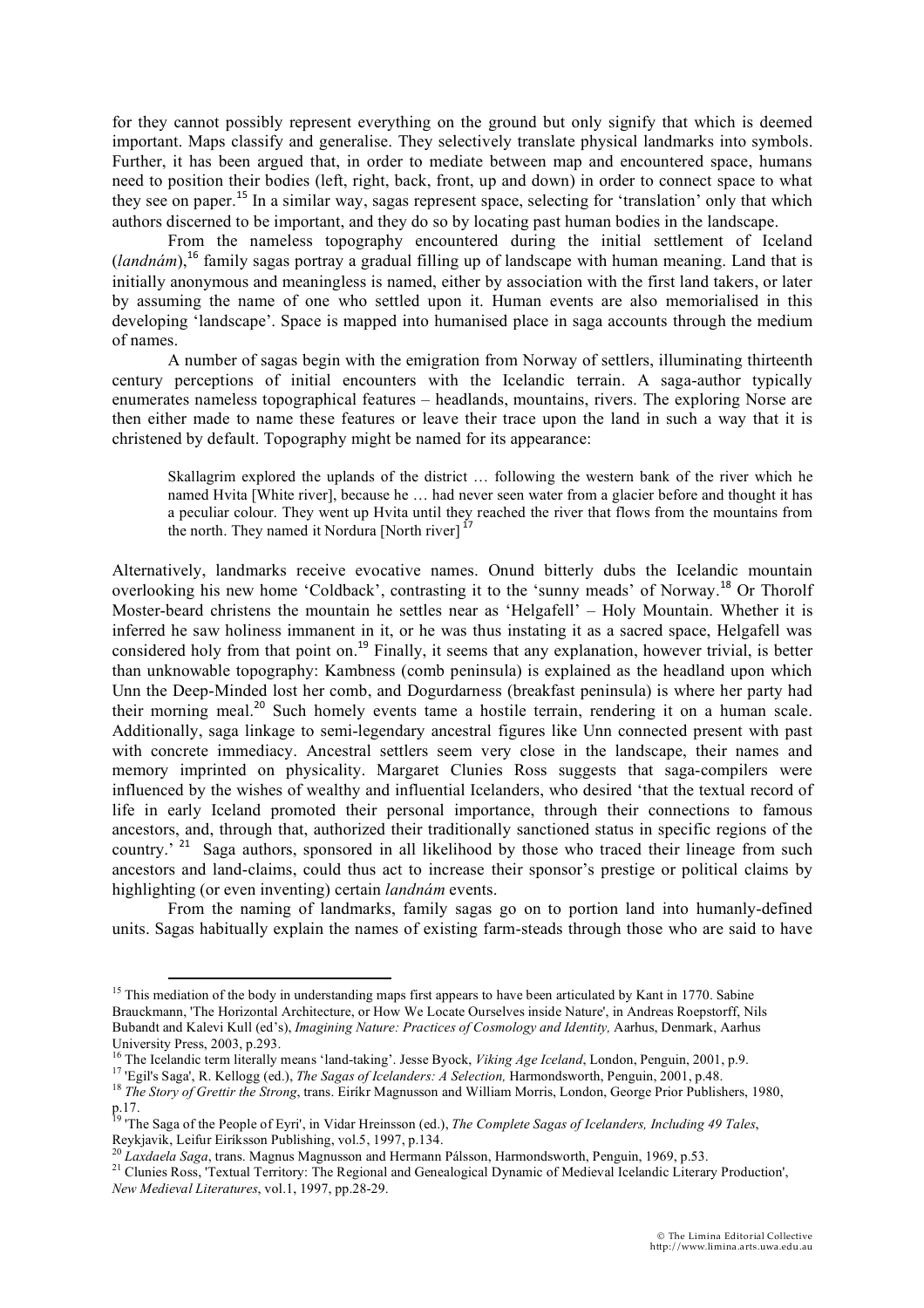for they cannot possibly represent everything on the ground but only signify that which is deemed important. Maps classify and generalise. They selectively translate physical landmarks into symbols. Further, it has been argued that, in order to mediate between map and encountered space, humans need to position their bodies (left, right, back, front, up and down) in order to connect space to what they see on paper.[15] In a similar way, sagas represent space, selecting for 'translation' only that which authors discerned to be important, and they do so by locating past human bodies in the landscape.

From the nameless topography encountered during the initial settlement of Iceland (*landnám*),[16] family sagas portray a gradual filling up of landscape with human meaning. Land that is initially anonymous and meaningless is named, either by association with the first land takers, or later by assuming the name of one who settled upon it. Human events are also memorialised in this developing 'landscape'. Space is mapped into humanised place in saga accounts through the medium of names.

A number of sagas begin with the emigration from Norway of settlers, illuminating thirteenth century perceptions of initial encounters with the Icelandic terrain. A saga-author typically enumerates nameless topographical features – headlands, mountains, rivers. The exploring Norse are then either made to name these features or leave their trace upon the land in such a way that it is christened by default. Topography might be named for its appearance:

> Skallagrim explored the uplands of the district … following the western bank of the river which he named Hvita [White river], because he … had never seen water from a glacier before and thought it has a peculiar colour. They went up Hvita until they reached the river that flows from the mountains from the north. They named it Nordura [North river] [17]

Alternatively, landmarks receive evocative names. Onund bitterly dubs the Icelandic mountain overlooking his new home 'Coldback', contrasting it to the 'sunny meads' of Norway.[18] Or Thorolf Moster-beard christens the mountain he settles near as 'Helgafell' – Holy Mountain. Whether it is inferred he saw holiness immanent in it, or he was thus instating it as a sacred space, Helgafell was considered holy from that point on.[19] Finally, it seems that any explanation, however trivial, is better than unknowable topography: Kambness (comb peninsula) is explained as the headland upon which Unn the Deep-Minded lost her comb, and Dogurdarness (breakfast peninsula) is where her party had their morning meal.[20] Such homely events tame a hostile terrain, rendering it on a human scale. Additionally, saga linkage to semi-legendary ancestral figures like Unn connected present with past with concrete immediacy. Ancestral settlers seem very close in the landscape, their names and memory imprinted on physicality. Margaret Clunies Ross suggests that saga-compilers were influenced by the wishes of wealthy and influential Icelanders, who desired 'that the textual record of life in early Iceland promoted their personal importance, through their connections to famous ancestors, and, through that, authorized their traditionally sanctioned status in specific regions of the country.' [21] Saga authors, sponsored in all likelihood by those who traced their lineage from such ancestors and land-claims, could thus act to increase their sponsor's prestige or political claims by highlighting (or even inventing) certain *landnám* events.

From the naming of landmarks, family sagas go on to portion land into humanly-defined units. Sagas habitually explain the names of existing farm-steads through those who are said to have

---

[15] This mediation of the body in understanding maps first appears to have been articulated by Kant in 1770. Sabine Brauckmann, 'The Horizontal Architecture, or How We Locate Ourselves inside Nature', in Andreas Roepstorff, Nils Bubandt and Kalevi Kull (ed's), *Imagining Nature: Practices of Cosmology and Identity,* Aarhus, Denmark, Aarhus University Press, 2003, p.293.

[16] The Icelandic term literally means 'land-taking'. Jesse Byock, *Viking Age Iceland*, London, Penguin, 2001, p.9.

[17] 'Egil's Saga', R. Kellogg (ed.), *The Sagas of Icelanders: A Selection,* Harmondsworth, Penguin, 2001, p.48.

[18] *The Story of Grettir the Strong*, trans. Eiríkr Magnusson and William Morris, London, George Prior Publishers, 1980, p.17.

[19] 'The Saga of the People of Eyri', in Vidar Hreinsson (ed.), *The Complete Sagas of Icelanders, Including 49 Tales*, Reykjavik, Leifur Eiríksson Publishing, vol.5, 1997, p.134.

[20] *Laxdaela Saga*, trans. Magnus Magnusson and Hermann Pálsson, Harmondsworth, Penguin, 1969, p.53.

[21] Clunies Ross, 'Textual Territory: The Regional and Genealogical Dynamic of Medieval Icelandic Literary Production', *New Medieval Literatures*, vol.1, 1997, pp.28-29.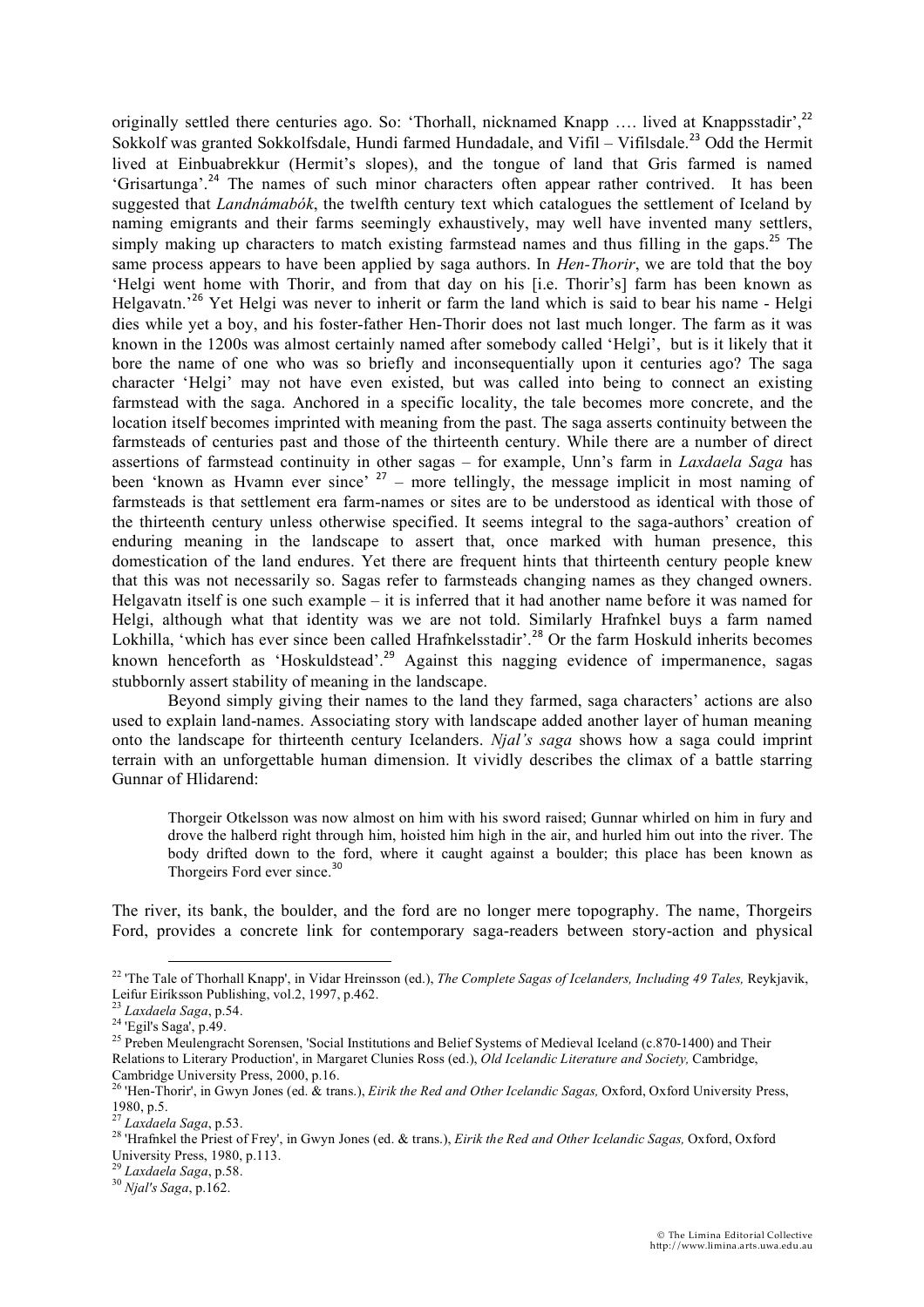originally settled there centuries ago. So: 'Thorhall, nicknamed Knapp …. lived at Knappsstadir',[22] Sokkolf was granted Sokkolfsdale, Hundi farmed Hundadale, and Vifil – Vifilsdale.[23] Odd the Hermit lived at Einbuabrekkur (Hermit's slopes), and the tongue of land that Gris farmed is named 'Grisartunga'.[24] The names of such minor characters often appear rather contrived. It has been suggested that *Landnámabók*, the twelfth century text which catalogues the settlement of Iceland by naming emigrants and their farms seemingly exhaustively, may well have invented many settlers, simply making up characters to match existing farmstead names and thus filling in the gaps.[25] The same process appears to have been applied by saga authors. In *Hen-Thorir*, we are told that the boy 'Helgi went home with Thorir, and from that day on his [i.e. Thorir's] farm has been known as Helgavatn.'[26] Yet Helgi was never to inherit or farm the land which is said to bear his name - Helgi dies while yet a boy, and his foster-father Hen-Thorir does not last much longer. The farm as it was known in the 1200s was almost certainly named after somebody called 'Helgi', but is it likely that it bore the name of one who was so briefly and inconsequentially upon it centuries ago? The saga character 'Helgi' may not have even existed, but was called into being to connect an existing farmstead with the saga. Anchored in a specific locality, the tale becomes more concrete, and the location itself becomes imprinted with meaning from the past. The saga asserts continuity between the farmsteads of centuries past and those of the thirteenth century. While there are a number of direct assertions of farmstead continuity in other sagas – for example, Unn's farm in *Laxdaela Saga* has been 'known as Hvamn ever since' [27] – more tellingly, the message implicit in most naming of farmsteads is that settlement era farm-names or sites are to be understood as identical with those of the thirteenth century unless otherwise specified. It seems integral to the saga-authors' creation of enduring meaning in the landscape to assert that, once marked with human presence, this domestication of the land endures. Yet there are frequent hints that thirteenth century people knew that this was not necessarily so. Sagas refer to farmsteads changing names as they changed owners. Helgavatn itself is one such example – it is inferred that it had another name before it was named for Helgi, although what that identity was we are not told. Similarly Hrafnkel buys a farm named Lokhilla, 'which has ever since been called Hrafnkelsstadir'.[28] Or the farm Hoskuld inherits becomes known henceforth as 'Hoskuldstead'.[29] Against this nagging evidence of impermanence, sagas stubbornly assert stability of meaning in the landscape.

Beyond simply giving their names to the land they farmed, saga characters' actions are also used to explain land-names. Associating story with landscape added another layer of human meaning onto the landscape for thirteenth century Icelanders. *Njal's saga* shows how a saga could imprint terrain with an unforgettable human dimension. It vividly describes the climax of a battle starring Gunnar of Hlidarend:

> Thorgeir Otkelsson was now almost on him with his sword raised; Gunnar whirled on him in fury and drove the halberd right through him, hoisted him high in the air, and hurled him out into the river. The body drifted down to the ford, where it caught against a boulder; this place has been known as Thorgeirs Ford ever since.[30]

The river, its bank, the boulder, and the ford are no longer mere topography. The name, Thorgeirs Ford, provides a concrete link for contemporary saga-readers between story-action and physical

---

[22] 'The Tale of Thorhall Knapp', in Vidar Hreinsson (ed.), *The Complete Sagas of Icelanders, Including 49 Tales,* Reykjavik, Leifur Eiríksson Publishing, vol.2, 1997, p.462.

[23] *Laxdaela Saga*, p.54.

[24] 'Egil's Saga', p.49.

[25] Preben Meulengracht Sorensen, 'Social Institutions and Belief Systems of Medieval Iceland (c.870-1400) and Their Relations to Literary Production', in Margaret Clunies Ross (ed.), *Old Icelandic Literature and Society,* Cambridge, Cambridge University Press, 2000, p.16.

[26] 'Hen-Thorir', in Gwyn Jones (ed. & trans.), *Eirik the Red and Other Icelandic Sagas,* Oxford, Oxford University Press, 1980, p.5.

[27] *Laxdaela Saga*, p.53.

[28] 'Hrafnkel the Priest of Frey', in Gwyn Jones (ed. & trans.), *Eirik the Red and Other Icelandic Sagas,* Oxford, Oxford University Press, 1980, p.113.

[29] *Laxdaela Saga*, p.58.

[30] *Njal's Saga*, p.162.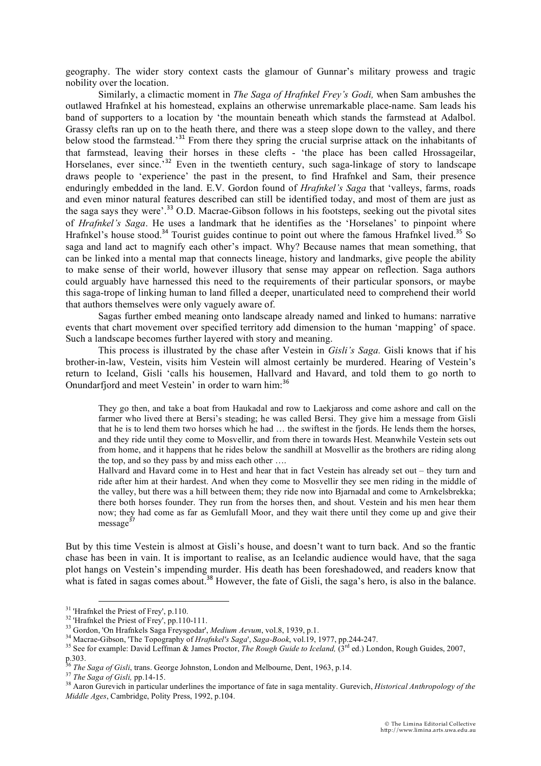geography. The wider story context casts the glamour of Gunnar's military prowess and tragic nobility over the location.

Similarly, a climactic moment in *The Saga of Hrafnkel Frey's Godi,* when Sam ambushes the outlawed Hrafnkel at his homestead, explains an otherwise unremarkable place-name. Sam leads his band of supporters to a location by 'the mountain beneath which stands the farmstead at Adalbol. Grassy clefts ran up on to the heath there, and there was a steep slope down to the valley, and there below stood the farmstead.'[31] From there they spring the crucial surprise attack on the inhabitants of that farmstead, leaving their horses in these clefts - 'the place has been called Hrossageilar, Horselanes, ever since.'[32] Even in the twentieth century, such saga-linkage of story to landscape draws people to 'experience' the past in the present, to find Hrafnkel and Sam, their presence enduringly embedded in the land. E.V. Gordon found of *Hrafnkel's Saga* that 'valleys, farms, roads and even minor natural features described can still be identified today, and most of them are just as the saga says they were'.[33] O.D. Macrae-Gibson follows in his footsteps, seeking out the pivotal sites of *Hrafnkel's Saga*. He uses a landmark that he identifies as the 'Horselanes' to pinpoint where Hrafnkel's house stood.[34] Tourist guides continue to point out where the famous Hrafnkel lived.[35] So saga and land act to magnify each other's impact. Why? Because names that mean something, that can be linked into a mental map that connects lineage, history and landmarks, give people the ability to make sense of their world, however illusory that sense may appear on reflection. Saga authors could arguably have harnessed this need to the requirements of their particular sponsors, or maybe this saga-trope of linking human to land filled a deeper, unarticulated need to comprehend their world that authors themselves were only vaguely aware of.

Sagas further embed meaning onto landscape already named and linked to humans: narrative events that chart movement over specified territory add dimension to the human 'mapping' of space. Such a landscape becomes further layered with story and meaning.

This process is illustrated by the chase after Vestein in *Gisli's Saga.* Gisli knows that if his brother-in-law, Vestein, visits him Vestein will almost certainly be murdered. Hearing of Vestein's return to Iceland, Gisli 'calls his housemen, Hallvard and Havard, and told them to go north to Onundarfjord and meet Vestein' in order to warn him:[36]

> They go then, and take a boat from Haukadal and row to Laekjaross and come ashore and call on the farmer who lived there at Bersi's steading; he was called Bersi. They give him a message from Gisli that he is to lend them two horses which he had … the swiftest in the fjords. He lends them the horses, and they ride until they come to Mosvellir, and from there in towards Hest. Meanwhile Vestein sets out from home, and it happens that he rides below the sandhill at Mosvellir as the brothers are riding along the top, and so they pass by and miss each other ….
>
> Hallvard and Havard come in to Hest and hear that in fact Vestein has already set out – they turn and ride after him at their hardest. And when they come to Mosvellir they see men riding in the middle of the valley, but there was a hill between them; they ride now into Bjarnadal and come to Arnkelsbrekka; there both horses founder. They run from the horses then, and shout. Vestein and his men hear them now; they had come as far as Gemlufall Moor, and they wait there until they come up and give their message[37]

But by this time Vestein is almost at Gisli's house, and doesn't want to turn back. And so the frantic chase has been in vain. It is important to realise, as an Icelandic audience would have, that the saga plot hangs on Vestein's impending murder. His death has been foreshadowed, and readers know that what is fated in sagas comes about.[38] However, the fate of Gisli, the saga's hero, is also in the balance.

---

[31] 'Hrafnkel the Priest of Frey', p.110.

[32] 'Hrafnkel the Priest of Frey', pp.110-111.

[33] Gordon, 'On Hrafnkels Saga Freysgodar', *Medium Aevum*, vol.8, 1939, p.1.

[34] Macrae-Gibson, 'The Topography of *Hrafnkel's Saga*', *Saga-Book*, vol.19, 1977, pp.244-247.

[35] See for example: David Leffman & James Proctor, *The Rough Guide to Iceland,* (3rd ed.) London, Rough Guides, 2007, p.303.

[36] *The Saga of Gisli*, trans. George Johnston, London and Melbourne, Dent, 1963, p.14.

[37] *The Saga of Gisli,* pp.14-15.

[38] Aaron Gurevich in particular underlines the importance of fate in saga mentality. Gurevich, *Historical Anthropology of the Middle Ages*, Cambridge, Polity Press, 1992, p.104.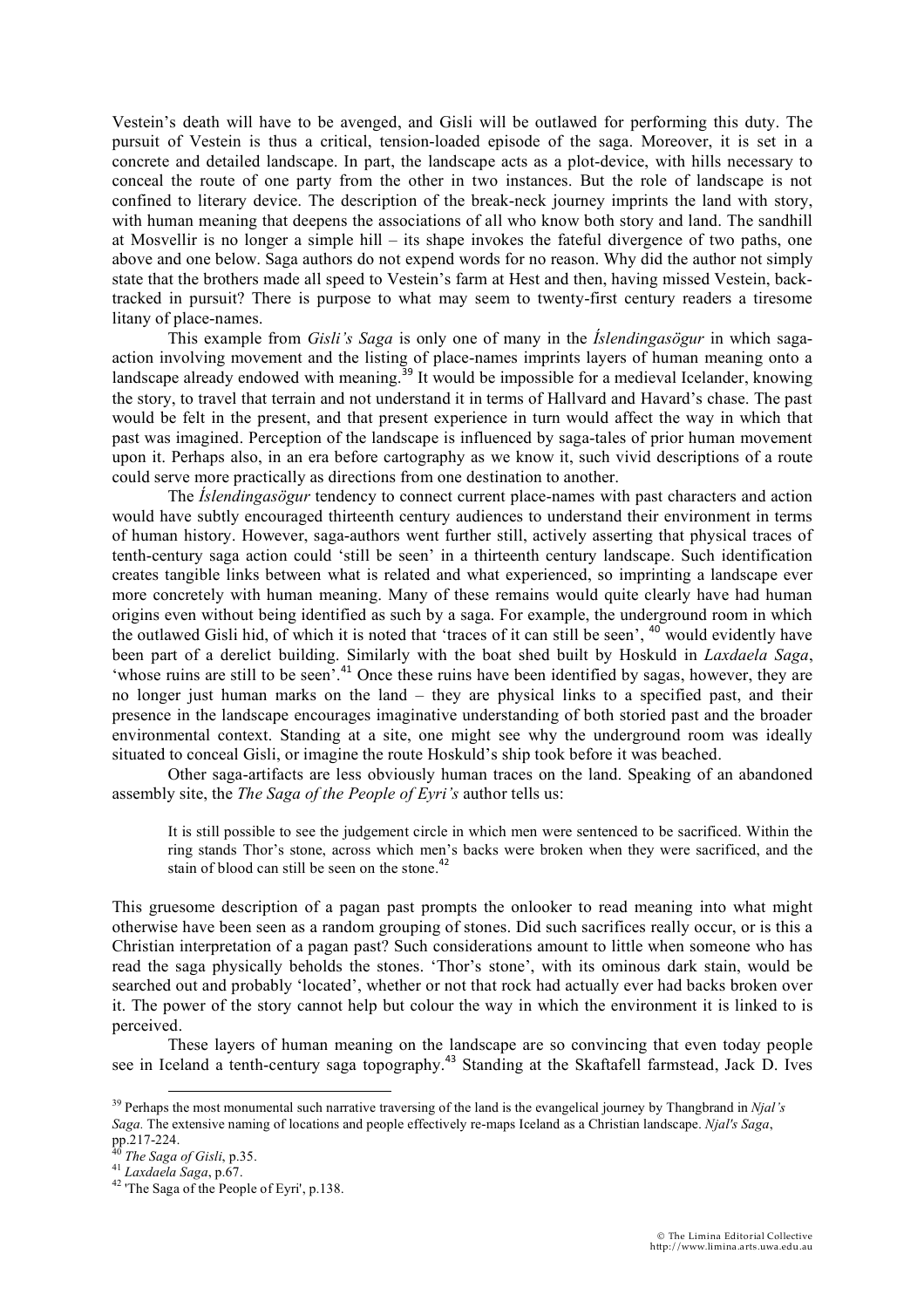Vestein's death will have to be avenged, and Gisli will be outlawed for performing this duty. The pursuit of Vestein is thus a critical, tension-loaded episode of the saga. Moreover, it is set in a concrete and detailed landscape. In part, the landscape acts as a plot-device, with hills necessary to conceal the route of one party from the other in two instances. But the role of landscape is not confined to literary device. The description of the break-neck journey imprints the land with story, with human meaning that deepens the associations of all who know both story and land. The sandhill at Mosvellir is no longer a simple hill – its shape invokes the fateful divergence of two paths, one above and one below. Saga authors do not expend words for no reason. Why did the author not simply state that the brothers made all speed to Vestein's farm at Hest and then, having missed Vestein, back-tracked in pursuit? There is purpose to what may seem to twenty-first century readers a tiresome litany of place-names.

This example from *Gisli's Saga* is only one of many in the *Íslendingasögur* in which saga-action involving movement and the listing of place-names imprints layers of human meaning onto a landscape already endowed with meaning.[39] It would be impossible for a medieval Icelander, knowing the story, to travel that terrain and not understand it in terms of Hallvard and Havard's chase. The past would be felt in the present, and that present experience in turn would affect the way in which that past was imagined. Perception of the landscape is influenced by saga-tales of prior human movement upon it. Perhaps also, in an era before cartography as we know it, such vivid descriptions of a route could serve more practically as directions from one destination to another.

The *Íslendingasögur* tendency to connect current place-names with past characters and action would have subtly encouraged thirteenth century audiences to understand their environment in terms of human history. However, saga-authors went further still, actively asserting that physical traces of tenth-century saga action could 'still be seen' in a thirteenth century landscape. Such identification creates tangible links between what is related and what experienced, so imprinting a landscape ever more concretely with human meaning. Many of these remains would quite clearly have had human origins even without being identified as such by a saga. For example, the underground room in which the outlawed Gisli hid, of which it is noted that 'traces of it can still be seen', [40] would evidently have been part of a derelict building. Similarly with the boat shed built by Hoskuld in *Laxdaela Saga*, 'whose ruins are still to be seen'.[41] Once these ruins have been identified by sagas, however, they are no longer just human marks on the land – they are physical links to a specified past, and their presence in the landscape encourages imaginative understanding of both storied past and the broader environmental context. Standing at a site, one might see why the underground room was ideally situated to conceal Gisli, or imagine the route Hoskuld's ship took before it was beached.

Other saga-artifacts are less obviously human traces on the land. Speaking of an abandoned assembly site, the *The Saga of the People of Eyri's* author tells us:

> It is still possible to see the judgement circle in which men were sentenced to be sacrificed. Within the ring stands Thor's stone, across which men's backs were broken when they were sacrificed, and the stain of blood can still be seen on the stone.[42]

This gruesome description of a pagan past prompts the onlooker to read meaning into what might otherwise have been seen as a random grouping of stones. Did such sacrifices really occur, or is this a Christian interpretation of a pagan past? Such considerations amount to little when someone who has read the saga physically beholds the stones. 'Thor's stone', with its ominous dark stain, would be searched out and probably 'located', whether or not that rock had actually ever had backs broken over it. The power of the story cannot help but colour the way in which the environment it is linked to is perceived.

These layers of human meaning on the landscape are so convincing that even today people see in Iceland a tenth-century saga topography.[43] Standing at the Skaftafell farmstead, Jack D. Ives

---

[39] Perhaps the most monumental such narrative traversing of the land is the evangelical journey by Thangbrand in *Njal's Saga.* The extensive naming of locations and people effectively re-maps Iceland as a Christian landscape. *Njal's Saga*, pp.217-224.

[40] *The Saga of Gisli*, p.35.

[41] *Laxdaela Saga*, p.67.

[42] 'The Saga of the People of Eyri', p.138.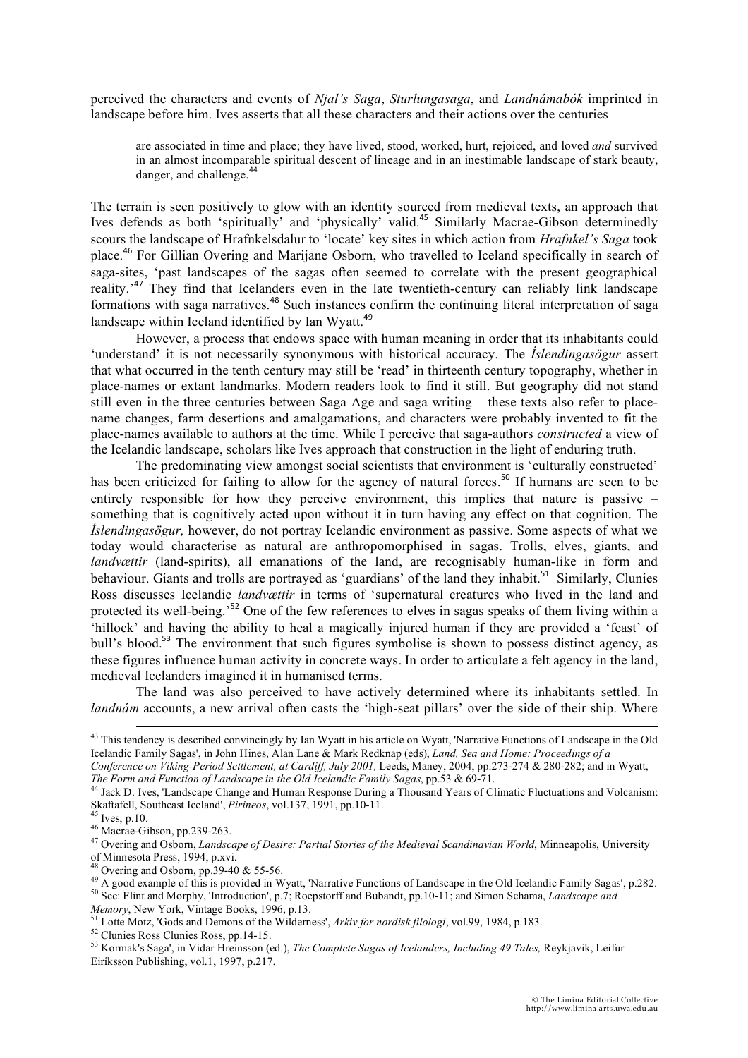perceived the characters and events of *Njal's Saga*, *Sturlungasaga*, and *Landnámabók* imprinted in landscape before him. Ives asserts that all these characters and their actions over the centuries

> are associated in time and place; they have lived, stood, worked, hurt, rejoiced, and loved *and* survived in an almost incomparable spiritual descent of lineage and in an inestimable landscape of stark beauty, danger, and challenge.[44]

The terrain is seen positively to glow with an identity sourced from medieval texts, an approach that Ives defends as both 'spiritually' and 'physically' valid.[45] Similarly Macrae-Gibson determinedly scours the landscape of Hrafnkelsdalur to 'locate' key sites in which action from *Hrafnkel's Saga* took place.[46] For Gillian Overing and Marijane Osborn, who travelled to Iceland specifically in search of saga-sites, 'past landscapes of the sagas often seemed to correlate with the present geographical reality.'[47] They find that Icelanders even in the late twentieth-century can reliably link landscape formations with saga narratives.[48] Such instances confirm the continuing literal interpretation of saga landscape within Iceland identified by Ian Wyatt.[49]

However, a process that endows space with human meaning in order that its inhabitants could 'understand' it is not necessarily synonymous with historical accuracy. The *Íslendingasögur* assert that what occurred in the tenth century may still be 'read' in thirteenth century topography, whether in place-names or extant landmarks. Modern readers look to find it still. But geography did not stand still even in the three centuries between Saga Age and saga writing – these texts also refer to place-name changes, farm desertions and amalgamations, and characters were probably invented to fit the place-names available to authors at the time. While I perceive that saga-authors *constructed* a view of the Icelandic landscape, scholars like Ives approach that construction in the light of enduring truth.

The predominating view amongst social scientists that environment is 'culturally constructed' has been criticized for failing to allow for the agency of natural forces.[50] If humans are seen to be entirely responsible for how they perceive environment, this implies that nature is passive – something that is cognitively acted upon without it in turn having any effect on that cognition. The *Íslendingasögur,* however, do not portray Icelandic environment as passive. Some aspects of what we today would characterise as natural are anthropomorphised in sagas. Trolls, elves, giants, and *landvættir* (land-spirits), all emanations of the land, are recognisably human-like in form and behaviour. Giants and trolls are portrayed as 'guardians' of the land they inhabit.[51] Similarly, Clunies Ross discusses Icelandic *landvættir* in terms of 'supernatural creatures who lived in the land and protected its well-being.'[52] One of the few references to elves in sagas speaks of them living within a 'hillock' and having the ability to heal a magically injured human if they are provided a 'feast' of bull's blood.[53] The environment that such figures symbolise is shown to possess distinct agency, as these figures influence human activity in concrete ways. In order to articulate a felt agency in the land, medieval Icelanders imagined it in humanised terms.

The land was also perceived to have actively determined where its inhabitants settled. In *landnám* accounts, a new arrival often casts the 'high-seat pillars' over the side of their ship. Where

---

[43] This tendency is described convincingly by Ian Wyatt in his article on Wyatt, 'Narrative Functions of Landscape in the Old Icelandic Family Sagas', in John Hines, Alan Lane & Mark Redknap (eds), *Land, Sea and Home: Proceedings of a Conference on Viking-Period Settlement, at Cardiff, July 2001,* Leeds, Maney, 2004, pp.273-274 & 280-282; and in Wyatt, *The Form and Function of Landscape in the Old Icelandic Family Sagas*, pp.53 & 69-71.

[44] Jack D. Ives, 'Landscape Change and Human Response During a Thousand Years of Climatic Fluctuations and Volcanism: Skaftafell, Southeast Iceland', *Pirineos*, vol.137, 1991, pp.10-11.

[45] Ives, p.10.

[46] Macrae-Gibson, pp.239-263.

[47] Overing and Osborn, *Landscape of Desire: Partial Stories of the Medieval Scandinavian World*, Minneapolis, University of Minnesota Press, 1994, p.xvi.

[48] Overing and Osborn, pp.39-40 & 55-56.

[49] A good example of this is provided in Wyatt, 'Narrative Functions of Landscape in the Old Icelandic Family Sagas', p.282.

[50] See: Flint and Morphy, 'Introduction', p.7; Roepstorff and Bubandt, pp.10-11; and Simon Schama, *Landscape and Memory*, New York, Vintage Books, 1996, p.13.

[51] Lotte Motz, 'Gods and Demons of the Wilderness', *Arkiv for nordisk filologi*, vol.99, 1984, p.183.

[52] Clunies Ross Clunies Ross, pp.14-15.

[53] Kormak's Saga', in Vidar Hreinsson (ed.), *The Complete Sagas of Icelanders, Including 49 Tales,* Reykjavik, Leifur Eiríksson Publishing, vol.1, 1997, p.217.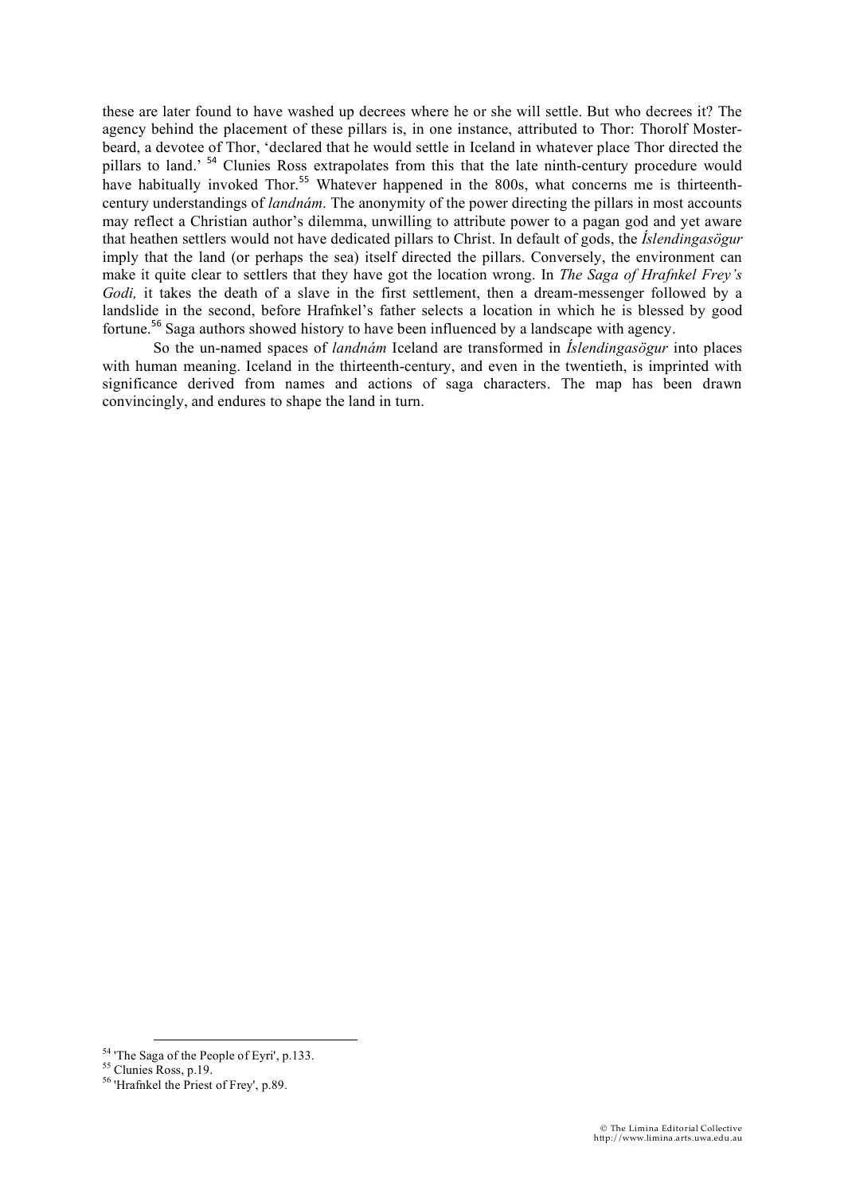these are later found to have washed up decrees where he or she will settle. But who decrees it? The agency behind the placement of these pillars is, in one instance, attributed to Thor: Thorolf Moster-beard, a devotee of Thor, 'declared that he would settle in Iceland in whatever place Thor directed the pillars to land.' [54] Clunies Ross extrapolates from this that the late ninth-century procedure would have habitually invoked Thor.[55] Whatever happened in the 800s, what concerns me is thirteenth-century understandings of *landnám*. The anonymity of the power directing the pillars in most accounts may reflect a Christian author's dilemma, unwilling to attribute power to a pagan god and yet aware that heathen settlers would not have dedicated pillars to Christ. In default of gods, the *Íslendingasögur* imply that the land (or perhaps the sea) itself directed the pillars. Conversely, the environment can make it quite clear to settlers that they have got the location wrong. In *The Saga of Hrafnkel Frey's Godi,* it takes the death of a slave in the first settlement, then a dream-messenger followed by a landslide in the second, before Hrafnkel's father selects a location in which he is blessed by good fortune.[56] Saga authors showed history to have been influenced by a landscape with agency.

So the un-named spaces of *landnám* Iceland are transformed in *Íslendingasögur* into places with human meaning. Iceland in the thirteenth-century, and even in the twentieth, is imprinted with significance derived from names and actions of saga characters. The map has been drawn convincingly, and endures to shape the land in turn.

---

[54] 'The Saga of the People of Eyri', p.133.

[55] Clunies Ross, p.19.

[56] 'Hrafnkel the Priest of Frey', p.89.